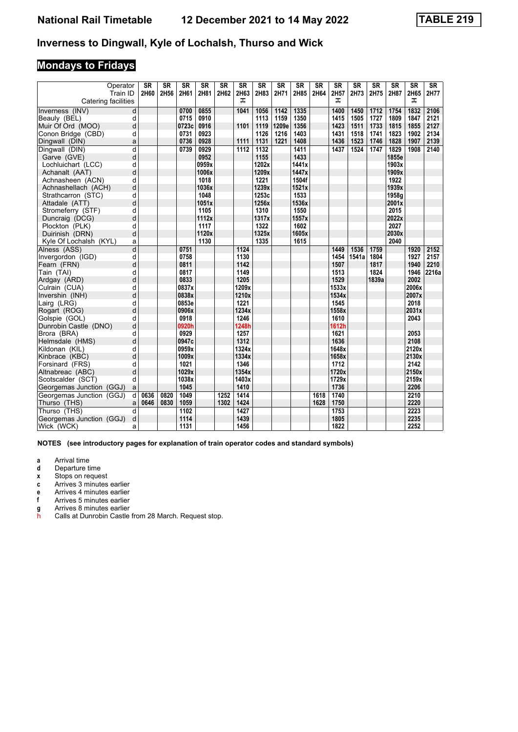# National Rail Timetable 12 December 2021 to 14 May 2022 TABLE 219

## Inverness to Dingwall, Kyle of Lochalsh, Thurso and Wick

### Mondays to Fridays

| Operator | | SR | SR | SR | SR | SR | SR | SR | SR | SR | SR | SR | SR | SR | SR | SR | SR |
|---|---|---|---|---|---|---|---|---|---|---|---|---|---|---|---|---|---|
| Train ID | | 2H60 | 2H56 | 2H61 | 2H81 | 2H62 | 2H63 | 2H83 | 2H71 | 2H85 | 2H64 | 2H57 | 2H73 | 2H75 | 2H87 | 2H65 | 2H77 |
| Catering facilities | | | | | | | Trolley | | | | | Trolley | | | | Trolley | |
| Inverness (INV) | d | | | 0700 | 0855 | | 1041 | 1056 | 1142 | 1335 | | 1400 | 1450 | 1712 | 1754 | 1832 | 2106 |
| Beauly (BEL) | d | | | 0715 | 0910 | | | 1113 | 1159 | 1350 | | 1415 | 1505 | 1727 | 1809 | 1847 | 2121 |
| Muir Of Ord (MOO) | d | | | 0723c | 0916 | | 1101 | 1119 | 1209e | 1356 | | 1423 | 1511 | 1733 | 1815 | 1855 | 2127 |
| Conon Bridge (CBD) | d | | | 0731 | 0923 | | | 1126 | 1216 | 1403 | | 1431 | 1518 | 1741 | 1823 | 1902 | 2134 |
| Dingwall (DIN) | a | | | 0736 | 0928 | | 1111 | 1131 | 1221 | 1408 | | 1436 | 1523 | 1746 | 1828 | 1907 | 2139 |
| Dingwall (DIN) | d | | | 0739 | 0929 | | 1112 | 1132 | | 1411 | | 1437 | 1524 | 1747 | 1829 | 1908 | 2140 |
| Garve (GVE) | d | | | | 0952 | | | 1155 | | 1433 | | | | | 1855e | | |
| Lochluichart (LCC) | d | | | | 0959x | | | 1202x | | 1441x | | | | | 1903x | | |
| Achanalt (AAT) | d | | | | 1006x | | | 1209x | | 1447x | | | | | 1909x | | |
| Achnasheen (ACN) | d | | | | 1018 | | | 1221 | | 1504f | | | | | 1922 | | |
| Achnashellach (ACH) | d | | | | 1036x | | | 1239x | | 1521x | | | | | 1939x | | |
| Strathcarron (STC) | d | | | | 1048 | | | 1253c | | 1533 | | | | | 1958g | | |
| Attadale (ATT) | d | | | | 1051x | | | 1256x | | 1536x | | | | | 2001x | | |
| Stromeferry (STF) | d | | | | 1105 | | | 1310 | | 1550 | | | | | 2015 | | |
| Duncraig (DCG) | d | | | | 1112x | | | 1317x | | 1557x | | | | | 2022x | | |
| Plockton (PLK) | d | | | | 1117 | | | 1322 | | 1602 | | | | | 2027 | | |
| Duirinish (DRN) | d | | | | 1120x | | | 1325x | | 1605x | | | | | 2030x | | |
| Kyle Of Lochalsh (KYL) | a | | | | 1130 | | | 1335 | | 1615 | | | | | 2040 | | |
| Alness (ASS) | d | | | 0751 | | | 1124 | | | | | 1449 | 1536 | 1759 | | 1920 | 2152 |
| Invergordon (IGD) | d | | | 0758 | | | 1130 | | | | | 1454 | 1541a | 1804 | | 1927 | 2157 |
| Fearn (FRN) | d | | | 0811 | | | 1142 | | | | | 1507 | | 1817 | | 1940 | 2210 |
| Tain (TAI) | d | | | 0817 | | | 1149 | | | | | 1513 | | 1824 | | 1946 | 2216a |
| Ardgay (ARD) | d | | | 0833 | | | 1205 | | | | | 1529 | | 1839a | | 2002 | |
| Culrain (CUA) | d | | | 0837x | | | 1209x | | | | | 1533x | | | | 2006x | |
| Invershin (INH) | d | | | 0838x | | | 1210x | | | | | 1534x | | | | 2007x | |
| Lairg (LRG) | d | | | 0853e | | | 1221 | | | | | 1545 | | | | 2018 | |
| Rogart (ROG) | d | | | 0906x | | | 1234x | | | | | 1558x | | | | 2031x | |
| Golspie (GOL) | d | | | 0918 | | | 1246 | | | | | 1610 | | | | 2043 | |
| Dunrobin Castle (DNO) | d | | | 0920h | | | 1248h | | | | | 1612h | | | | | |
| Brora (BRA) | d | | | 0929 | | | 1257 | | | | | 1621 | | | | 2053 | |
| Helmsdale (HMS) | d | | | 0947c | | | 1312 | | | | | 1636 | | | | 2108 | |
| Kildonan (KIL) | d | | | 0959x | | | 1324x | | | | | 1648x | | | | 2120x | |
| Kinbrace (KBC) | d | | | 1009x | | | 1334x | | | | | 1658x | | | | 2130x | |
| Forsinard (FRS) | d | | | 1021 | | | 1346 | | | | | 1712 | | | | 2142 | |
| Altnabreac (ABC) | d | | | 1029x | | | 1354x | | | | | 1720x | | | | 2150x | |
| Scotscalder (SCT) | d | | | 1038x | | | 1403x | | | | | 1729x | | | | 2159x | |
| Georgemas Junction (GGJ) | a | | | 1045 | | | 1410 | | | | | 1736 | | | | 2206 | |
| Georgemas Junction (GGJ) | d | 0636 | 0820 | 1049 | | 1252 | 1414 | | | | 1618 | 1740 | | | | 2210 | |
| Thurso (THS) | a | 0646 | 0830 | 1059 | | 1302 | 1424 | | | | 1628 | 1750 | | | | 2220 | |
| Thurso (THS) | d | | | 1102 | | | 1427 | | | | | 1753 | | | | 2223 | |
| Georgemas Junction (GGJ) | d | | | 1114 | | | 1439 | | | | | 1805 | | | | 2235 | |
| Wick (WCK) | a | | | 1131 | | | 1456 | | | | | 1822 | | | | 2252 | |

**NOTES (see introductory pages for explanation of train operator codes and standard symbols)**

- **a** Arrival time
- **d** Departure time
- **x** Stops on request
- **c** Arrives 3 minutes earlier
- **e** Arrives 4 minutes earlier
- **f** Arrives 5 minutes earlier
- **g** Arrives 8 minutes earlier
- **h** Calls at Dunrobin Castle from 28 March. Request stop.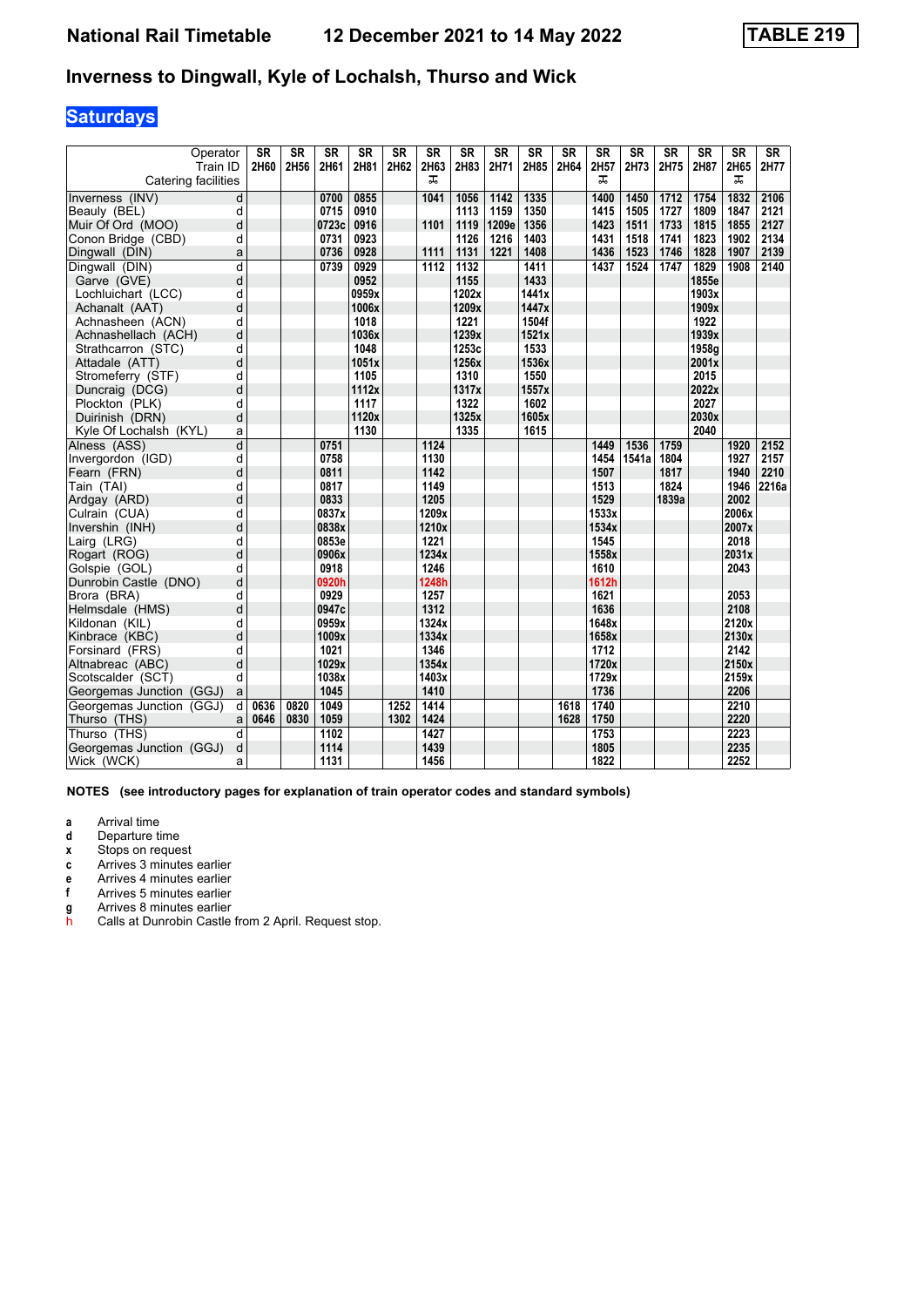# Inverness to Dingwall, Kyle of Lochalsh, Thurso and Wick

National Rail Timetable 12 December 2021 to 14 May 2022 — TABLE 219

## Saturdays

| Operator | | SR | SR | SR | SR | SR | SR | SR | SR | SR | SR | SR | SR | SR | SR | SR | SR |
|---|---|---|---|---|---|---|---|---|---|---|---|---|---|---|---|---|---|
| Train ID | | 2H60 | 2H56 | 2H61 | 2H81 | 2H62 | 2H63 | 2H83 | 2H71 | 2H85 | 2H64 | 2H57 | 2H73 | 2H75 | 2H87 | 2H65 | 2H77 |
| Catering facilities | | | | | | | 🛒 | | | | | 🛒 | | | | 🛒 | |
| Inverness (INV) | d | | | 0700 | 0855 | | 1041 | 1056 | 1142 | 1335 | | 1400 | 1450 | 1712 | 1754 | 1832 | 2106 |
| Beauly (BEL) | d | | | 0715 | 0910 | | | 1113 | 1159 | 1350 | | 1415 | 1505 | 1727 | 1809 | 1847 | 2121 |
| Muir Of Ord (MOO) | d | | | 0723c | 0916 | | 1101 | 1119 | 1209e | 1356 | | 1423 | 1511 | 1733 | 1815 | 1855 | 2127 |
| Conon Bridge (CBD) | d | | | 0731 | 0923 | | | 1126 | 1216 | 1403 | | 1431 | 1518 | 1741 | 1823 | 1902 | 2134 |
| Dingwall (DIN) | a | | | 0736 | 0928 | | 1111 | 1131 | 1221 | 1408 | | 1436 | 1523 | 1746 | 1828 | 1907 | 2139 |
| Dingwall (DIN) | d | | | 0739 | 0929 | | 1112 | 1132 | | 1411 | | 1437 | 1524 | 1747 | 1829 | 1908 | 2140 |
| Garve (GVE) | d | | | | 0952 | | | 1155 | | 1433 | | | | | 1855e | | |
| Lochluichart (LCC) | d | | | | 0959x | | | 1202x | | 1441x | | | | | 1903x | | |
| Achanalt (AAT) | d | | | | 1006x | | | 1209x | | 1447x | | | | | 1909x | | |
| Achnasheen (ACN) | d | | | | 1018 | | | 1221 | | 1504f | | | | | 1922 | | |
| Achnashellach (ACH) | d | | | | 1036x | | | 1239x | | 1521x | | | | | 1939x | | |
| Strathcarron (STC) | d | | | | 1048 | | | 1253c | | 1533 | | | | | 1958g | | |
| Attadale (ATT) | d | | | | 1051x | | | 1256x | | 1536x | | | | | 2001x | | |
| Stromeferry (STF) | d | | | | 1105 | | | 1310 | | 1550 | | | | | 2015 | | |
| Duncraig (DCG) | d | | | | 1112x | | | 1317x | | 1557x | | | | | 2022x | | |
| Plockton (PLK) | d | | | | 1117 | | | 1322 | | 1602 | | | | | 2027 | | |
| Duirinish (DRN) | d | | | | 1120x | | | 1325x | | 1605x | | | | | 2030x | | |
| Kyle Of Lochalsh (KYL) | a | | | | 1130 | | | 1335 | | 1615 | | | | | 2040 | | |
| Alness (ASS) | d | | | 0751 | | | 1124 | | | | | 1449 | 1536 | 1759 | | 1920 | 2152 |
| Invergordon (IGD) | d | | | 0758 | | | 1130 | | | | | 1454 | 1541a | 1804 | | 1927 | 2157 |
| Fearn (FRN) | d | | | 0811 | | | 1142 | | | | | 1507 | | 1817 | | 1940 | 2210 |
| Tain (TAI) | d | | | 0817 | | | 1149 | | | | | 1513 | | 1824 | | 1946 | 2216a |
| Ardgay (ARD) | d | | | 0833 | | | 1205 | | | | | 1529 | | 1839a | | 2002 | |
| Culrain (CUA) | d | | | 0837x | | | 1209x | | | | | 1533x | | | | 2006x | |
| Invershin (INH) | d | | | 0838x | | | 1210x | | | | | 1534x | | | | 2007x | |
| Lairg (LRG) | d | | | 0853e | | | 1221 | | | | | 1545 | | | | 2018 | |
| Rogart (ROG) | d | | | 0906x | | | 1234x | | | | | 1558x | | | | 2031x | |
| Golspie (GOL) | d | | | 0918 | | | 1246 | | | | | 1610 | | | | 2043 | |
| Dunrobin Castle (DNO) | d | | | 0920h | | | 1248h | | | | | 1612h | | | | | |
| Brora (BRA) | d | | | 0929 | | | 1257 | | | | | 1621 | | | | 2053 | |
| Helmsdale (HMS) | d | | | 0947c | | | 1312 | | | | | 1636 | | | | 2108 | |
| Kildonan (KIL) | d | | | 0959x | | | 1324x | | | | | 1648x | | | | 2120x | |
| Kinbrace (KBC) | d | | | 1009x | | | 1334x | | | | | 1658x | | | | 2130x | |
| Forsinard (FRS) | d | | | 1021 | | | 1346 | | | | | 1712 | | | | 2142 | |
| Altnabreac (ABC) | d | | | 1029x | | | 1354x | | | | | 1720x | | | | 2150x | |
| Scotscalder (SCT) | d | | | 1038x | | | 1403x | | | | | 1729x | | | | 2159x | |
| Georgemas Junction (GGJ) | a | | | 1045 | | | 1410 | | | | | 1736 | | | | 2206 | |
| Georgemas Junction (GGJ) | d | 0636 | 0820 | 1049 | | 1252 | 1414 | | | | 1618 | 1740 | | | | 2210 | |
| Thurso (THS) | a | 0646 | 0830 | 1059 | | 1302 | 1424 | | | | 1628 | 1750 | | | | 2220 | |
| Thurso (THS) | d | | | 1102 | | | 1427 | | | | | 1753 | | | | 2223 | |
| Georgemas Junction (GGJ) | d | | | 1114 | | | 1439 | | | | | 1805 | | | | 2235 | |
| Wick (WCK) | a | | | 1131 | | | 1456 | | | | | 1822 | | | | 2252 | |

**NOTES (see introductory pages for explanation of train operator codes and standard symbols)**

- **a** Arrival time
- **d** Departure time
- **x** Stops on request
- **c** Arrives 3 minutes earlier
- **e** Arrives 4 minutes earlier
- **f** Arrives 5 minutes earlier
- **g** Arrives 8 minutes earlier
- **h** Calls at Dunrobin Castle from 2 April. Request stop.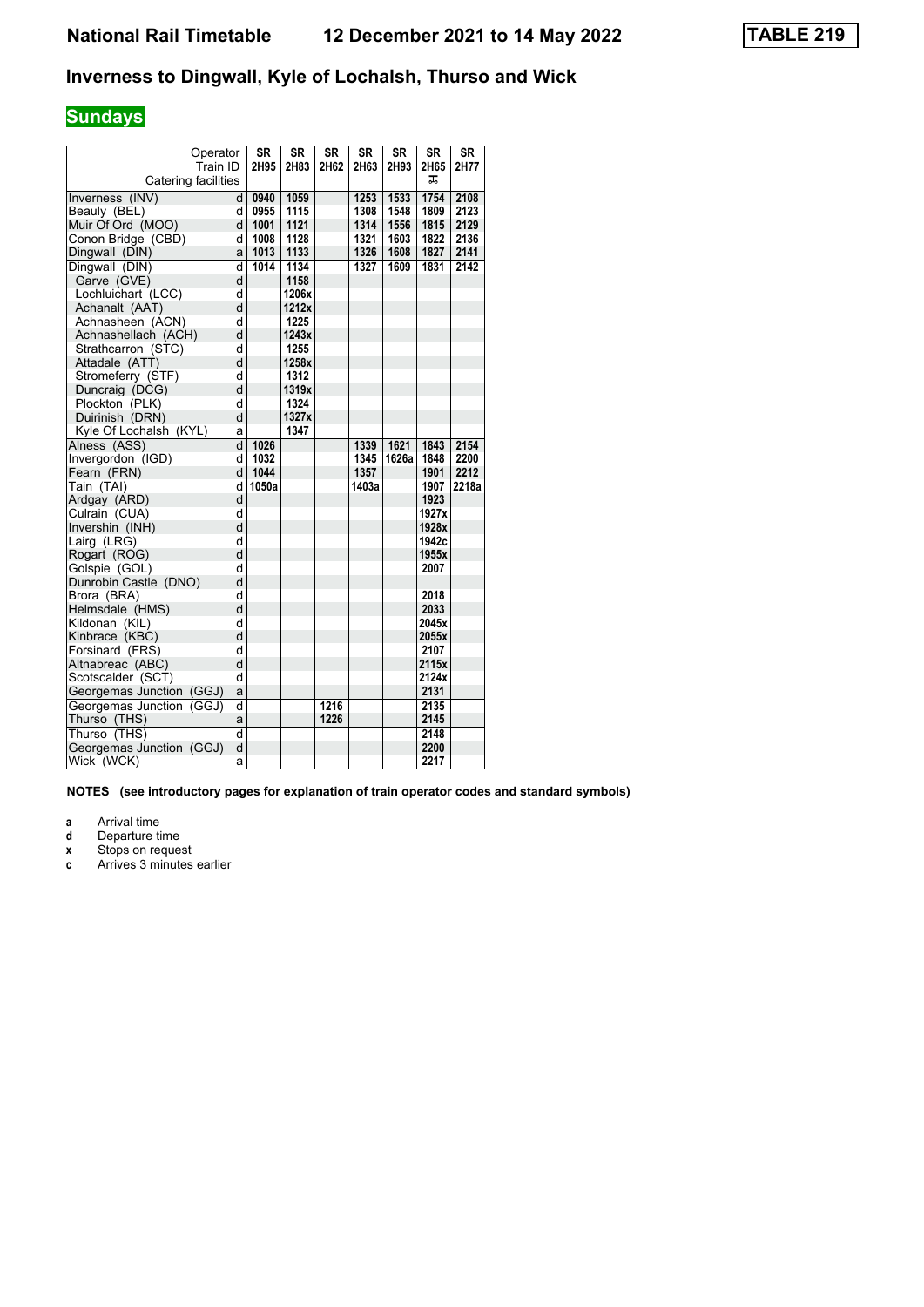# National Rail Timetable 12 December 2021 to 14 May 2022 TABLE 219

## Inverness to Dingwall, Kyle of Lochalsh, Thurso and Wick

### Sundays

| Operator | | SR | SR | SR | SR | SR | SR | SR |
|---|---|---|---|---|---|---|---|---|
| Train ID | | 2H95 | 2H83 | 2H62 | 2H63 | 2H93 | 2H65 | 2H77 |
| Catering facilities | | | | | | | ⚮ | |
| Inverness (INV) | d | 0940 | 1059 | | 1253 | 1533 | 1754 | 2108 |
| Beauly (BEL) | d | 0955 | 1115 | | 1308 | 1548 | 1809 | 2123 |
| Muir Of Ord (MOO) | d | 1001 | 1121 | | 1314 | 1556 | 1815 | 2129 |
| Conon Bridge (CBD) | d | 1008 | 1128 | | 1321 | 1603 | 1822 | 2136 |
| Dingwall (DIN) | a | 1013 | 1133 | | 1326 | 1608 | 1827 | 2141 |
| Dingwall (DIN) | d | 1014 | 1134 | | 1327 | 1609 | 1831 | 2142 |
| Garve (GVE) | d | | 1158 | | | | | |
| Lochluichart (LCC) | d | | 1206x | | | | | |
| Achanalt (AAT) | d | | 1212x | | | | | |
| Achnasheen (ACN) | d | | 1225 | | | | | |
| Achnashellach (ACH) | d | | 1243x | | | | | |
| Strathcarron (STC) | d | | 1255 | | | | | |
| Attadale (ATT) | d | | 1258x | | | | | |
| Stromeferry (STF) | d | | 1312 | | | | | |
| Duncraig (DCG) | d | | 1319x | | | | | |
| Plockton (PLK) | d | | 1324 | | | | | |
| Duirinish (DRN) | d | | 1327x | | | | | |
| Kyle Of Lochalsh (KYL) | a | | 1347 | | | | | |
| Alness (ASS) | d | 1026 | | | 1339 | 1621 | 1843 | 2154 |
| Invergordon (IGD) | d | 1032 | | | 1345 | 1626a | 1848 | 2200 |
| Fearn (FRN) | d | 1044 | | | 1357 | | 1901 | 2212 |
| Tain (TAI) | d | 1050a | | | 1403a | | 1907 | 2218a |
| Ardgay (ARD) | d | | | | | | 1923 | |
| Culrain (CUA) | d | | | | | | 1927x | |
| Invershin (INH) | d | | | | | | 1928x | |
| Lairg (LRG) | d | | | | | | 1942c | |
| Rogart (ROG) | d | | | | | | 1955x | |
| Golspie (GOL) | d | | | | | | 2007 | |
| Dunrobin Castle (DNO) | d | | | | | | | |
| Brora (BRA) | d | | | | | | 2018 | |
| Helmsdale (HMS) | d | | | | | | 2033 | |
| Kildonan (KIL) | d | | | | | | 2045x | |
| Kinbrace (KBC) | d | | | | | | 2055x | |
| Forsinard (FRS) | d | | | | | | 2107 | |
| Altnabreac (ABC) | d | | | | | | 2115x | |
| Scotscalder (SCT) | d | | | | | | 2124x | |
| Georgemas Junction (GGJ) | a | | | | | | 2131 | |
| Georgemas Junction (GGJ) | d | | | 1216 | | | 2135 | |
| Thurso (THS) | a | | | 1226 | | | 2145 | |
| Thurso (THS) | d | | | | | | 2148 | |
| Georgemas Junction (GGJ) | d | | | | | | 2200 | |
| Wick (WCK) | a | | | | | | 2217 | |

**NOTES (see introductory pages for explanation of train operator codes and standard symbols)**

- **a** Arrival time
- **d** Departure time
- **x** Stops on request
- **c** Arrives 3 minutes earlier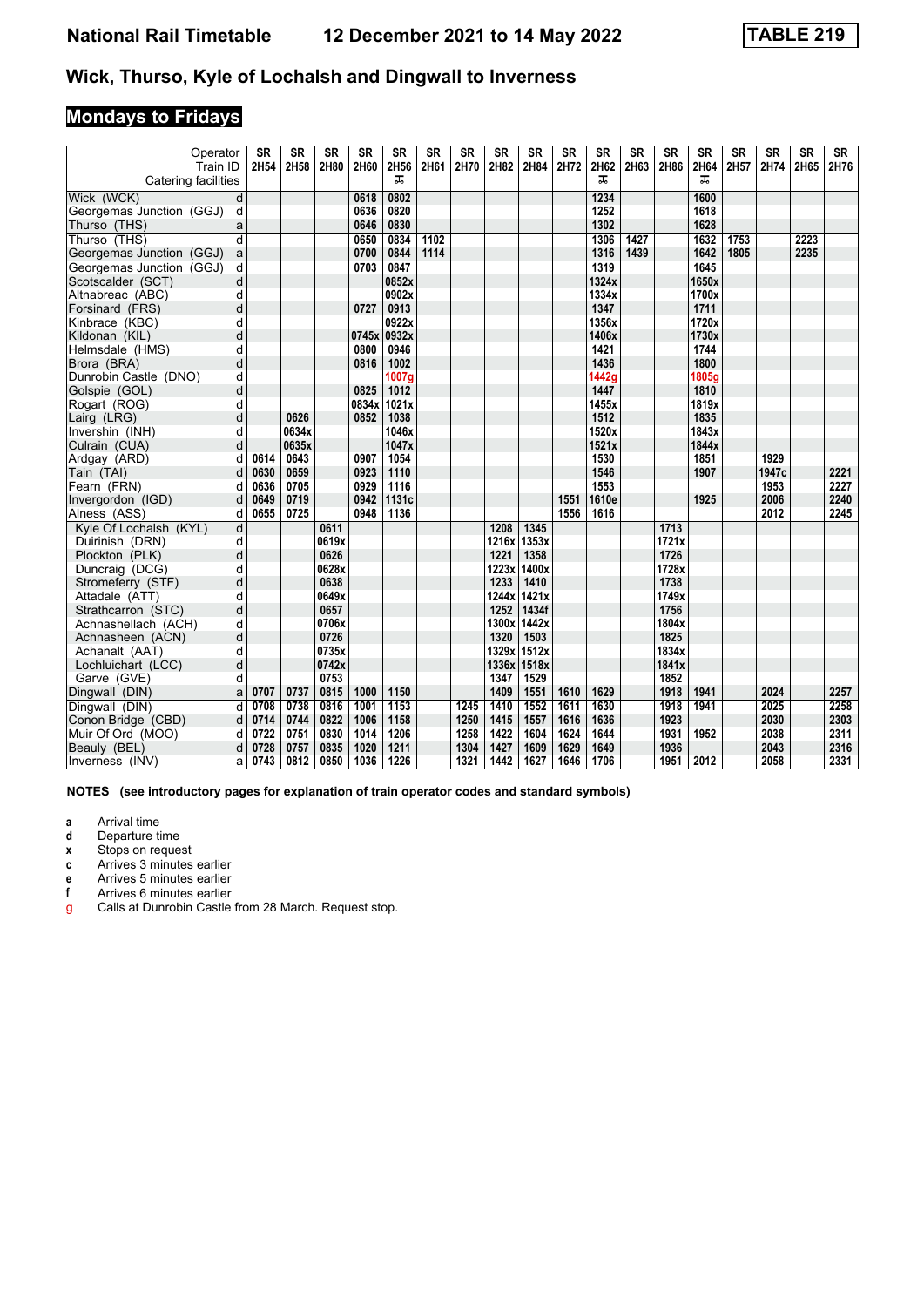## Wick, Thurso, Kyle of Lochalsh and Dingwall to Inverness

## Mondays to Fridays

| Operator | | SR | SR | SR | SR | SR | SR | SR | SR | SR | SR | SR | SR | SR | SR | SR | SR | SR | SR |
|---|---|---|---|---|---|---|---|---|---|---|---|---|---|---|---|---|---|---|---|
| Train ID | | 2H54 | 2H58 | 2H80 | 2H60 | 2H56 | 2H61 | 2H70 | 2H82 | 2H84 | 2H72 | 2H62 | 2H63 | 2H86 | 2H64 | 2H57 | 2H74 | 2H65 | 2H76 |
| Catering facilities | | | | | | Trolley | | | | | | Trolley | | | Trolley | | | | |
| Wick (WCK) | d | | | | 0618 | 0802 | | | | | | 1234 | | | 1600 | | | | |
| Georgemas Junction (GGJ) | d | | | | 0636 | 0820 | | | | | | 1252 | | | 1618 | | | | |
| Thurso (THS) | a | | | | 0646 | 0830 | | | | | | 1302 | | | 1628 | | | | |
| Thurso (THS) | d | | | | 0650 | 0834 | 1102 | | | | | 1306 | 1427 | | 1632 | 1753 | | 2223 | |
| Georgemas Junction (GGJ) | a | | | | 0700 | 0844 | 1114 | | | | | 1316 | 1439 | | 1642 | 1805 | | 2235 | |
| Georgemas Junction (GGJ) | d | | | | 0703 | 0847 | | | | | | 1319 | | | 1645 | | | | |
| Scotscalder (SCT) | d | | | | | 0852x | | | | | | 1324x | | | 1650x | | | | |
| Altnabreac (ABC) | d | | | | | 0902x | | | | | | 1334x | | | 1700x | | | | |
| Forsinard (FRS) | d | | | | 0727 | 0913 | | | | | | 1347 | | | 1711 | | | | |
| Kinbrace (KBC) | d | | | | | 0922x | | | | | | 1356x | | | 1720x | | | | |
| Kildonan (KIL) | d | | | | 0745x | 0932x | | | | | | 1406x | | | 1730x | | | | |
| Helmsdale (HMS) | d | | | | 0800 | 0946 | | | | | | 1421 | | | 1744 | | | | |
| Brora (BRA) | d | | | | 0816 | 1002 | | | | | | 1436 | | | 1800 | | | | |
| Dunrobin Castle (DNO) | d | | | | | 1007g | | | | | | 1442g | | | 1805g | | | | |
| Golspie (GOL) | d | | | | 0825 | 1012 | | | | | | 1447 | | | 1810 | | | | |
| Rogart (ROG) | d | | | | 0834x | 1021x | | | | | | 1455x | | | 1819x | | | | |
| Lairg (LRG) | d | | 0626 | | 0852 | 1038 | | | | | | 1512 | | | 1835 | | | | |
| Invershin (INH) | d | | 0634x | | | 1046x | | | | | | 1520x | | | 1843x | | | | |
| Culrain (CUA) | d | | 0635x | | | 1047x | | | | | | 1521x | | | 1844x | | | | |
| Ardgay (ARD) | d | 0614 | 0643 | | 0907 | 1054 | | | | | | 1530 | | | 1851 | | 1929 | | |
| Tain (TAI) | d | 0630 | 0659 | | 0923 | 1110 | | | | | | 1546 | | | 1907 | | 1947c | | 2221 |
| Fearn (FRN) | d | 0636 | 0705 | | 0929 | 1116 | | | | | | 1553 | | | | | 1953 | | 2227 |
| Invergordon (IGD) | d | 0649 | 0719 | | 0942 | 1131c | | | | | 1551 | 1610e | | | 1925 | | 2006 | | 2240 |
| Alness (ASS) | d | 0655 | 0725 | | 0948 | 1136 | | | | | 1556 | 1616 | | | | | 2012 | | 2245 |
| Kyle Of Lochalsh (KYL) | d | | | 0611 | | | | | 1208 | 1345 | | | | 1713 | | | | | |
| Duirinish (DRN) | d | | | 0619x | | | | | 1216x | 1353x | | | | 1721x | | | | | |
| Plockton (PLK) | d | | | 0626 | | | | | 1221 | 1358 | | | | 1726 | | | | | |
| Duncraig (DCG) | d | | | 0628x | | | | | 1223x | 1400x | | | | 1728x | | | | | |
| Stromeferry (STF) | d | | | 0638 | | | | | 1233 | 1410 | | | | 1738 | | | | | |
| Attadale (ATT) | d | | | 0649x | | | | | 1244x | 1421x | | | | 1749x | | | | | |
| Strathcarron (STC) | d | | | 0657 | | | | | 1252 | 1434f | | | | 1756 | | | | | |
| Achnashellach (ACH) | d | | | 0706x | | | | | 1300x | 1442x | | | | 1804x | | | | | |
| Achnasheen (ACN) | d | | | 0726 | | | | | 1320 | 1503 | | | | 1825 | | | | | |
| Achanalt (AAT) | d | | | 0735x | | | | | 1329x | 1512x | | | | 1834x | | | | | |
| Lochluichart (LCC) | d | | | 0742x | | | | | 1336x | 1518x | | | | 1841x | | | | | |
| Garve (GVE) | d | | | 0753 | | | | | 1347 | 1529 | | | | 1852 | | | | | |
| Dingwall (DIN) | a | 0707 | 0737 | 0815 | 1000 | 1150 | | | 1409 | 1551 | 1610 | 1629 | | 1918 | 1941 | | 2024 | | 2257 |
| Dingwall (DIN) | d | 0708 | 0738 | 0816 | 1001 | 1153 | | 1245 | 1410 | 1552 | 1611 | 1630 | | 1918 | 1941 | | 2025 | | 2258 |
| Conon Bridge (CBD) | d | 0714 | 0744 | 0822 | 1006 | 1158 | | 1250 | 1415 | 1557 | 1616 | 1636 | | 1923 | | | 2030 | | 2303 |
| Muir Of Ord (MOO) | d | 0722 | 0751 | 0830 | 1014 | 1206 | | 1258 | 1422 | 1604 | 1624 | 1644 | | 1931 | 1952 | | 2038 | | 2311 |
| Beauly (BEL) | d | 0728 | 0757 | 0835 | 1020 | 1211 | | 1304 | 1427 | 1609 | 1629 | 1649 | | 1936 | | | 2043 | | 2316 |
| Inverness (INV) | a | 0743 | 0812 | 0850 | 1036 | 1226 | | 1321 | 1442 | 1627 | 1646 | 1706 | | 1951 | 2012 | | 2058 | | 2331 |

**NOTES (see introductory pages for explanation of train operator codes and standard symbols)**

- **a** Arrival time
- **d** Departure time
- **x** Stops on request
- **c** Arrives 3 minutes earlier
- **e** Arrives 5 minutes earlier
- **f** Arrives 6 minutes earlier
- **g** Calls at Dunrobin Castle from 28 March. Request stop.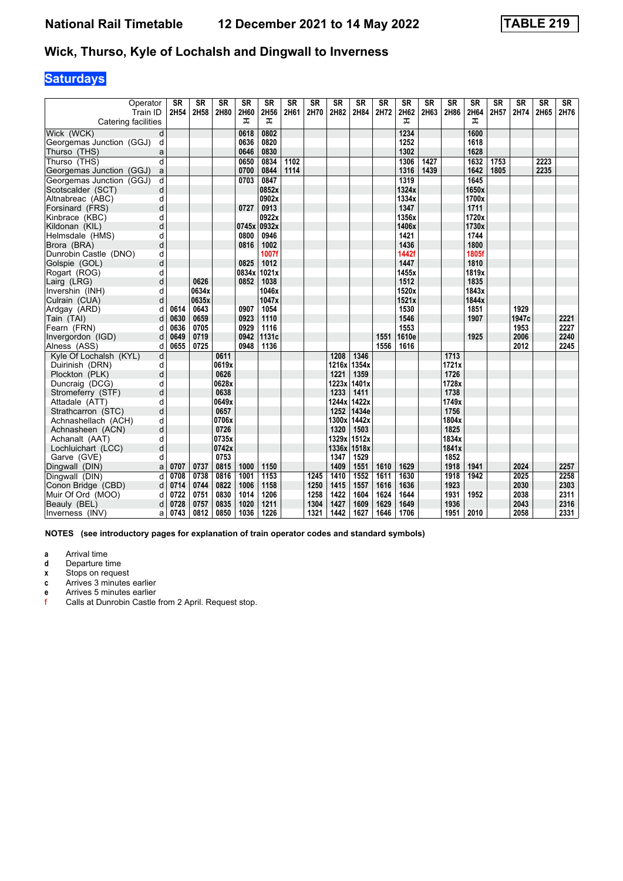# National Rail Timetable 12 December 2021 to 14 May 2022 TABLE 219

## Wick, Thurso, Kyle of Lochalsh and Dingwall to Inverness

### Saturdays

| Operator | | SR | SR | SR | SR | SR | SR | SR | SR | SR | SR | SR | SR | SR | SR | SR | SR | SR | SR |
|---|---|---|---|---|---|---|---|---|---|---|---|---|---|---|---|---|---|---|---|
| Train ID | | 2H54 | 2H58 | 2H80 | 2H60 | 2H56 | 2H61 | 2H70 | 2H82 | 2H84 | 2H72 | 2H62 | 2H63 | 2H86 | 2H64 | 2H57 | 2H74 | 2H65 | 2H76 |
| Catering facilities | | | | | ᚁ | ᚁ | | | | | | ᚁ | | | ᚁ | | | | |
| Wick (WCK) | d | | | | 0618 | 0802 | | | | | | 1234 | | | 1600 | | | | |
| Georgemas Junction (GGJ) | d | | | | 0636 | 0820 | | | | | | 1252 | | | 1618 | | | | |
| Thurso (THS) | a | | | | 0646 | 0830 | | | | | | 1302 | | | 1628 | | | | |
| Thurso (THS) | d | | | | 0650 | 0834 | 1102 | | | | | 1306 | 1427 | | 1632 | 1753 | | 2223 | |
| Georgemas Junction (GGJ) | a | | | | 0700 | 0844 | 1114 | | | | | 1316 | 1439 | | 1642 | 1805 | | 2235 | |
| Georgemas Junction (GGJ) | d | | | | 0703 | 0847 | | | | | | 1319 | | | 1645 | | | | |
| Scotscalder (SCT) | d | | | | | 0852x | | | | | | 1324x | | | 1650x | | | | |
| Altnabreac (ABC) | d | | | | | 0902x | | | | | | 1334x | | | 1700x | | | | |
| Forsinard (FRS) | d | | | | 0727 | 0913 | | | | | | 1347 | | | 1711 | | | | |
| Kinbrace (KBC) | d | | | | | 0922x | | | | | | 1356x | | | 1720x | | | | |
| Kildonan (KIL) | d | | | | 0745x | 0932x | | | | | | 1406x | | | 1730x | | | | |
| Helmsdale (HMS) | d | | | | 0800 | 0946 | | | | | | 1421 | | | 1744 | | | | |
| Brora (BRA) | d | | | | 0816 | 1002 | | | | | | 1436 | | | 1800 | | | | |
| Dunrobin Castle (DNO) | d | | | | | 1007f | | | | | | 1442f | | | 1805f | | | | |
| Golspie (GOL) | d | | | | 0825 | 1012 | | | | | | 1447 | | | 1810 | | | | |
| Rogart (ROG) | d | | | | 0834x | 1021x | | | | | | 1455x | | | 1819x | | | | |
| Lairg (LRG) | d | | 0626 | | 0852 | 1038 | | | | | | 1512 | | | 1835 | | | | |
| Invershin (INH) | d | | 0634x | | | 1046x | | | | | | 1520x | | | 1843x | | | | |
| Culrain (CUA) | d | | 0635x | | | 1047x | | | | | | 1521x | | | 1844x | | | | |
| Ardgay (ARD) | d | 0614 | 0643 | | 0907 | 1054 | | | | | | 1530 | | | 1851 | | 1929 | | |
| Tain (TAI) | d | 0630 | 0659 | | 0923 | 1110 | | | | | | 1546 | | | 1907 | | 1947c | | 2221 |
| Fearn (FRN) | d | 0636 | 0705 | | 0929 | 1116 | | | | | | 1553 | | | | | 1953 | | 2227 |
| Invergordon (IGD) | d | 0649 | 0719 | | 0942 | 1131c | | | | | 1551 | 1610e | | | 1925 | | 2006 | | 2240 |
| Alness (ASS) | d | 0655 | 0725 | | 0948 | 1136 | | | | | 1556 | 1616 | | | | | 2012 | | 2245 |
| Kyle Of Lochalsh (KYL) | d | | | 0611 | | | | | 1208 | 1346 | | | | 1713 | | | | | |
| Duirinish (DRN) | d | | | 0619x | | | | | 1216x | 1354x | | | | 1721x | | | | | |
| Plockton (PLK) | d | | | 0626 | | | | | 1221 | 1359 | | | | 1726 | | | | | |
| Duncraig (DCG) | d | | | 0628x | | | | | 1223x | 1401x | | | | 1728x | | | | | |
| Stromeferry (STF) | d | | | 0638 | | | | | 1233 | 1411 | | | | 1738 | | | | | |
| Attadale (ATT) | d | | | 0649x | | | | | 1244x | 1422x | | | | 1749x | | | | | |
| Strathcarron (STC) | d | | | 0657 | | | | | 1252 | 1434e | | | | 1756 | | | | | |
| Achnashellach (ACH) | d | | | 0706x | | | | | 1300x | 1442x | | | | 1804x | | | | | |
| Achnasheen (ACN) | d | | | 0726 | | | | | 1320 | 1503 | | | | 1825 | | | | | |
| Achanalt (AAT) | d | | | 0735x | | | | | 1329x | 1512x | | | | 1834x | | | | | |
| Lochluichart (LCC) | d | | | 0742x | | | | | 1336x | 1518x | | | | 1841x | | | | | |
| Garve (GVE) | d | | | 0753 | | | | | 1347 | 1529 | | | | 1852 | | | | | |
| Dingwall (DIN) | a | 0707 | 0737 | 0815 | 1000 | 1150 | | | 1409 | 1551 | 1610 | 1629 | | 1918 | 1941 | | 2024 | | 2257 |
| Dingwall (DIN) | d | 0708 | 0738 | 0816 | 1001 | 1153 | | 1245 | 1410 | 1552 | 1611 | 1630 | | 1918 | 1942 | | 2025 | | 2258 |
| Conon Bridge (CBD) | d | 0714 | 0744 | 0822 | 1006 | 1158 | | 1250 | 1415 | 1557 | 1616 | 1636 | | 1923 | | | 2030 | | 2303 |
| Muir Of Ord (MOO) | d | 0722 | 0751 | 0830 | 1014 | 1206 | | 1258 | 1422 | 1604 | 1624 | 1644 | | 1931 | 1952 | | 2038 | | 2311 |
| Beauly (BEL) | d | 0728 | 0757 | 0835 | 1020 | 1211 | | 1304 | 1427 | 1609 | 1629 | 1649 | | 1936 | | | 2043 | | 2316 |
| Inverness (INV) | a | 0743 | 0812 | 0850 | 1036 | 1226 | | 1321 | 1442 | 1627 | 1646 | 1706 | | 1951 | 2010 | | 2058 | | 2331 |

**NOTES (see introductory pages for explanation of train operator codes and standard symbols)**

- **a** Arrival time
- **d** Departure time
- **x** Stops on request
- **c** Arrives 3 minutes earlier
- **e** Arrives 5 minutes earlier
- **f** Calls at Dunrobin Castle from 2 April. Request stop.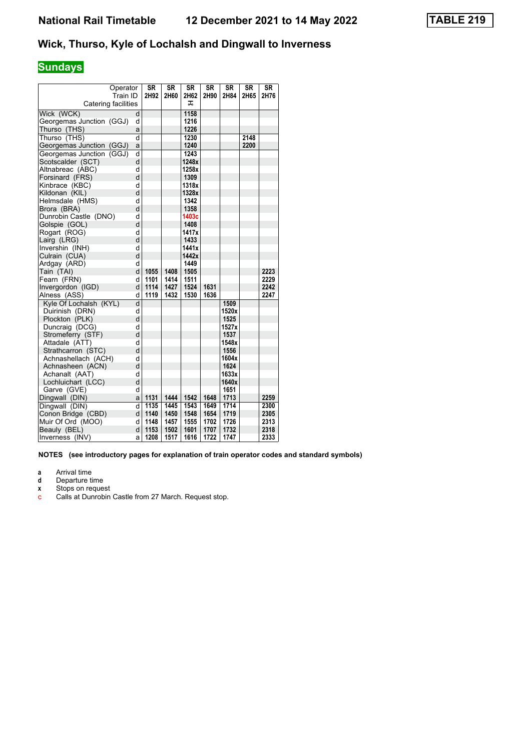# National Rail Timetable 12 December 2021 to 14 May 2022 TABLE 219

## Wick, Thurso, Kyle of Lochalsh and Dingwall to Inverness

### Sundays

| Operator | | SR | SR | SR | SR | SR | SR | SR |
|---|---|---|---|---|---|---|---|---|
| Train ID | | 2H92 | 2H60 | 2H62 | 2H90 | 2H84 | 2H65 | 2H76 |
| Catering facilities | | | | ✠ | | | | |
| Wick (WCK) | d | | | 1158 | | | | |
| Georgemas Junction (GGJ) | d | | | 1216 | | | | |
| Thurso (THS) | a | | | 1226 | | | | |
| Thurso (THS) | d | | | 1230 | | | 2148 | |
| Georgemas Junction (GGJ) | a | | | 1240 | | | 2200 | |
| Georgemas Junction (GGJ) | d | | | 1243 | | | | |
| Scotscalder (SCT) | d | | | 1248x | | | | |
| Altnabreac (ABC) | d | | | 1258x | | | | |
| Forsinard (FRS) | d | | | 1309 | | | | |
| Kinbrace (KBC) | d | | | 1318x | | | | |
| Kildonan (KIL) | d | | | 1328x | | | | |
| Helmsdale (HMS) | d | | | 1342 | | | | |
| Brora (BRA) | d | | | 1358 | | | | |
| Dunrobin Castle (DNO) | d | | | 1403c | | | | |
| Golspie (GOL) | d | | | 1408 | | | | |
| Rogart (ROG) | d | | | 1417x | | | | |
| Lairg (LRG) | d | | | 1433 | | | | |
| Invershin (INH) | d | | | 1441x | | | | |
| Culrain (CUA) | d | | | 1442x | | | | |
| Ardgay (ARD) | d | | | 1449 | | | | |
| Tain (TAI) | d | 1055 | 1408 | 1505 | | | | 2223 |
| Fearn (FRN) | d | 1101 | 1414 | 1511 | | | | 2229 |
| Invergordon (IGD) | d | 1114 | 1427 | 1524 | 1631 | | | 2242 |
| Alness (ASS) | d | 1119 | 1432 | 1530 | 1636 | | | 2247 |
| Kyle Of Lochalsh (KYL) | d | | | | | 1509 | | |
| Duirinish (DRN) | d | | | | | 1520x | | |
| Plockton (PLK) | d | | | | | 1525 | | |
| Duncraig (DCG) | d | | | | | 1527x | | |
| Stromeferry (STF) | d | | | | | 1537 | | |
| Attadale (ATT) | d | | | | | 1548x | | |
| Strathcarron (STC) | d | | | | | 1556 | | |
| Achnashellach (ACH) | d | | | | | 1604x | | |
| Achnasheen (ACN) | d | | | | | 1624 | | |
| Achanalt (AAT) | d | | | | | 1633x | | |
| Lochluichart (LCC) | d | | | | | 1640x | | |
| Garve (GVE) | d | | | | | 1651 | | |
| Dingwall (DIN) | a | 1131 | 1444 | 1542 | 1648 | 1713 | | 2259 |
| Dingwall (DIN) | d | 1135 | 1445 | 1543 | 1649 | 1714 | | 2300 |
| Conon Bridge (CBD) | d | 1140 | 1450 | 1548 | 1654 | 1719 | | 2305 |
| Muir Of Ord (MOO) | d | 1148 | 1457 | 1555 | 1702 | 1726 | | 2313 |
| Beauly (BEL) | d | 1153 | 1502 | 1601 | 1707 | 1732 | | 2318 |
| Inverness (INV) | a | 1208 | 1517 | 1616 | 1722 | 1747 | | 2333 |

**NOTES (see introductory pages for explanation of train operator codes and standard symbols)**

- **a** Arrival time
- **d** Departure time
- **x** Stops on request
- **c** Calls at Dunrobin Castle from 27 March. Request stop.